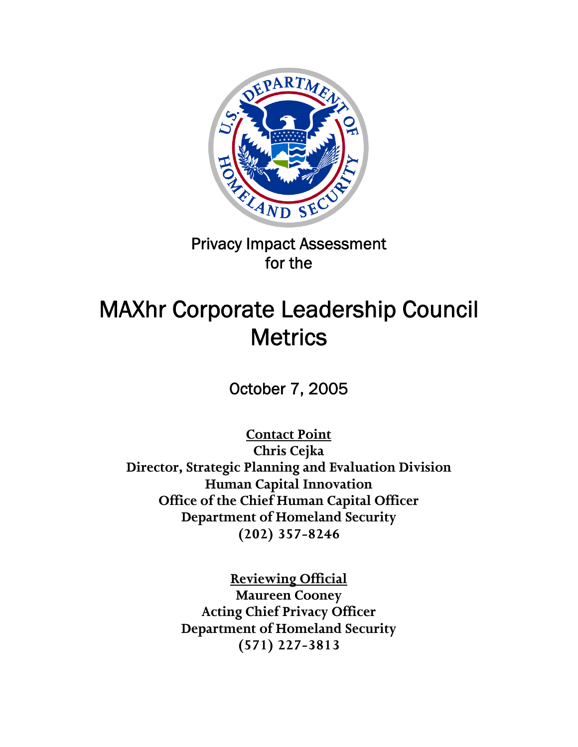Privacy Impact Assessment
for the

# MAXhr Corporate Leadership Council Metrics

October 7, 2005

**Contact Point**
**Chris Cejka**
**Director, Strategic Planning and Evaluation Division**
**Human Capital Innovation**
**Office of the Chief Human Capital Officer**
**Department of Homeland Security**
**(202) 357-8246**

**Reviewing Official**
**Maureen Cooney**
**Acting Chief Privacy Officer**
**Department of Homeland Security**
**(571) 227-3813**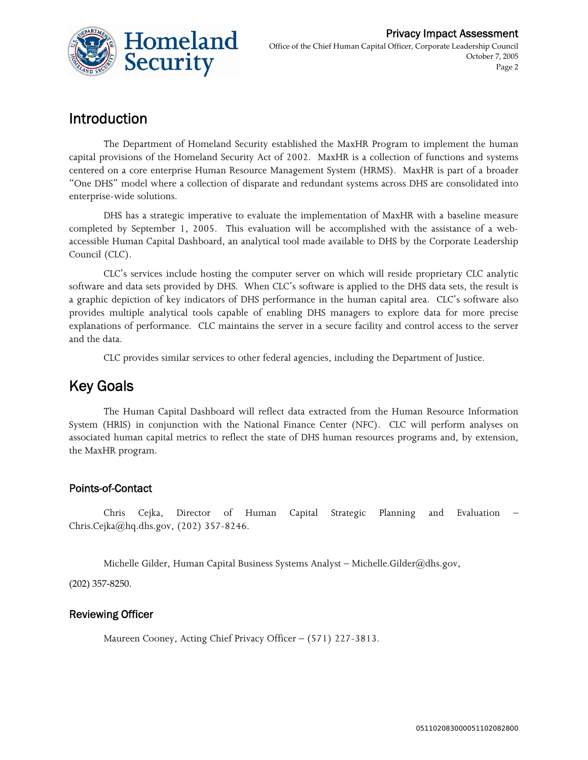## Introduction

The Department of Homeland Security established the MaxHR Program to implement the human capital provisions of the Homeland Security Act of 2002. MaxHR is a collection of functions and systems centered on a core enterprise Human Resource Management System (HRMS). MaxHR is part of a broader "One DHS" model where a collection of disparate and redundant systems across DHS are consolidated into enterprise-wide solutions.

DHS has a strategic imperative to evaluate the implementation of MaxHR with a baseline measure completed by September 1, 2005. This evaluation will be accomplished with the assistance of a web-accessible Human Capital Dashboard, an analytical tool made available to DHS by the Corporate Leadership Council (CLC).

CLC's services include hosting the computer server on which will reside proprietary CLC analytic software and data sets provided by DHS. When CLC's software is applied to the DHS data sets, the result is a graphic depiction of key indicators of DHS performance in the human capital area. CLC's software also provides multiple analytical tools capable of enabling DHS managers to explore data for more precise explanations of performance. CLC maintains the server in a secure facility and control access to the server and the data.

CLC provides similar services to other federal agencies, including the Department of Justice.

## Key Goals

The Human Capital Dashboard will reflect data extracted from the Human Resource Information System (HRIS) in conjunction with the National Finance Center (NFC). CLC will perform analyses on associated human capital metrics to reflect the state of DHS human resources programs and, by extension, the MaxHR program.

### Points-of-Contact

Chris Cejka, Director of Human Capital Strategic Planning and Evaluation – Chris.Cejka@hq.dhs.gov, (202) 357-8246.

Michelle Gilder, Human Capital Business Systems Analyst – Michelle.Gilder@dhs.gov, (202) 357-8250.

### Reviewing Officer

Maureen Cooney, Acting Chief Privacy Officer – (571) 227-3813.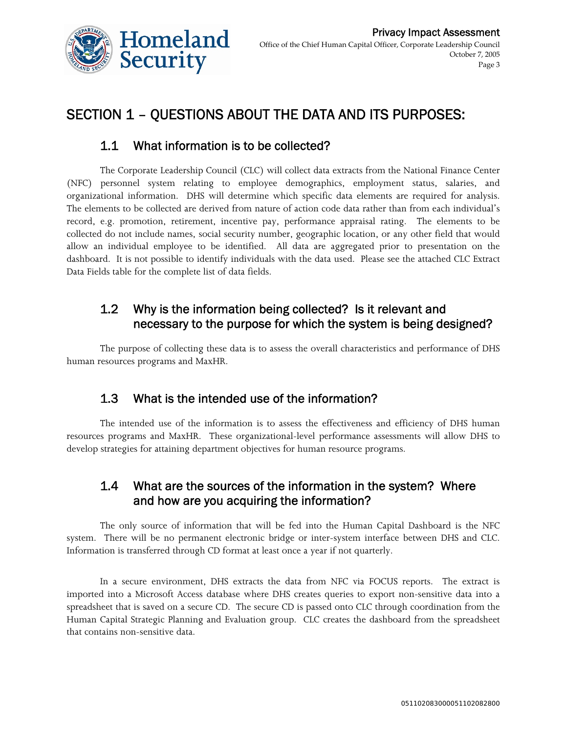# SECTION 1 – QUESTIONS ABOUT THE DATA AND ITS PURPOSES:

## 1.1 What information is to be collected?

The Corporate Leadership Council (CLC) will collect data extracts from the National Finance Center (NFC) personnel system relating to employee demographics, employment status, salaries, and organizational information. DHS will determine which specific data elements are required for analysis. The elements to be collected are derived from nature of action code data rather than from each individual's record, e.g. promotion, retirement, incentive pay, performance appraisal rating. The elements to be collected do not include names, social security number, geographic location, or any other field that would allow an individual employee to be identified. All data are aggregated prior to presentation on the dashboard. It is not possible to identify individuals with the data used. Please see the attached CLC Extract Data Fields table for the complete list of data fields.

## 1.2 Why is the information being collected? Is it relevant and necessary to the purpose for which the system is being designed?

The purpose of collecting these data is to assess the overall characteristics and performance of DHS human resources programs and MaxHR.

## 1.3 What is the intended use of the information?

The intended use of the information is to assess the effectiveness and efficiency of DHS human resources programs and MaxHR. These organizational-level performance assessments will allow DHS to develop strategies for attaining department objectives for human resource programs.

## 1.4 What are the sources of the information in the system? Where and how are you acquiring the information?

The only source of information that will be fed into the Human Capital Dashboard is the NFC system. There will be no permanent electronic bridge or inter-system interface between DHS and CLC. Information is transferred through CD format at least once a year if not quarterly.

In a secure environment, DHS extracts the data from NFC via FOCUS reports. The extract is imported into a Microsoft Access database where DHS creates queries to export non-sensitive data into a spreadsheet that is saved on a secure CD. The secure CD is passed onto CLC through coordination from the Human Capital Strategic Planning and Evaluation group. CLC creates the dashboard from the spreadsheet that contains non-sensitive data.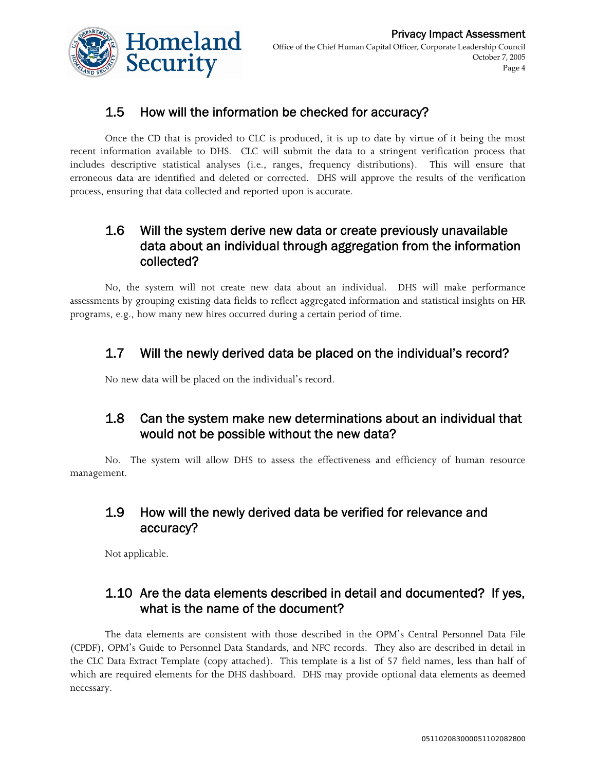## 1.5 How will the information be checked for accuracy?

Once the CD that is provided to CLC is produced, it is up to date by virtue of it being the most recent information available to DHS. CLC will submit the data to a stringent verification process that includes descriptive statistical analyses (i.e., ranges, frequency distributions). This will ensure that erroneous data are identified and deleted or corrected. DHS will approve the results of the verification process, ensuring that data collected and reported upon is accurate.

## 1.6 Will the system derive new data or create previously unavailable data about an individual through aggregation from the information collected?

No, the system will not create new data about an individual. DHS will make performance assessments by grouping existing data fields to reflect aggregated information and statistical insights on HR programs, e.g., how many new hires occurred during a certain period of time.

## 1.7 Will the newly derived data be placed on the individual's record?

No new data will be placed on the individual's record.

## 1.8 Can the system make new determinations about an individual that would not be possible without the new data?

No. The system will allow DHS to assess the effectiveness and efficiency of human resource management.

## 1.9 How will the newly derived data be verified for relevance and accuracy?

Not applicable.

## 1.10 Are the data elements described in detail and documented? If yes, what is the name of the document?

The data elements are consistent with those described in the OPM's Central Personnel Data File (CPDF), OPM's Guide to Personnel Data Standards, and NFC records. They also are described in detail in the CLC Data Extract Template (copy attached). This template is a list of 57 field names, less than half of which are required elements for the DHS dashboard. DHS may provide optional data elements as deemed necessary.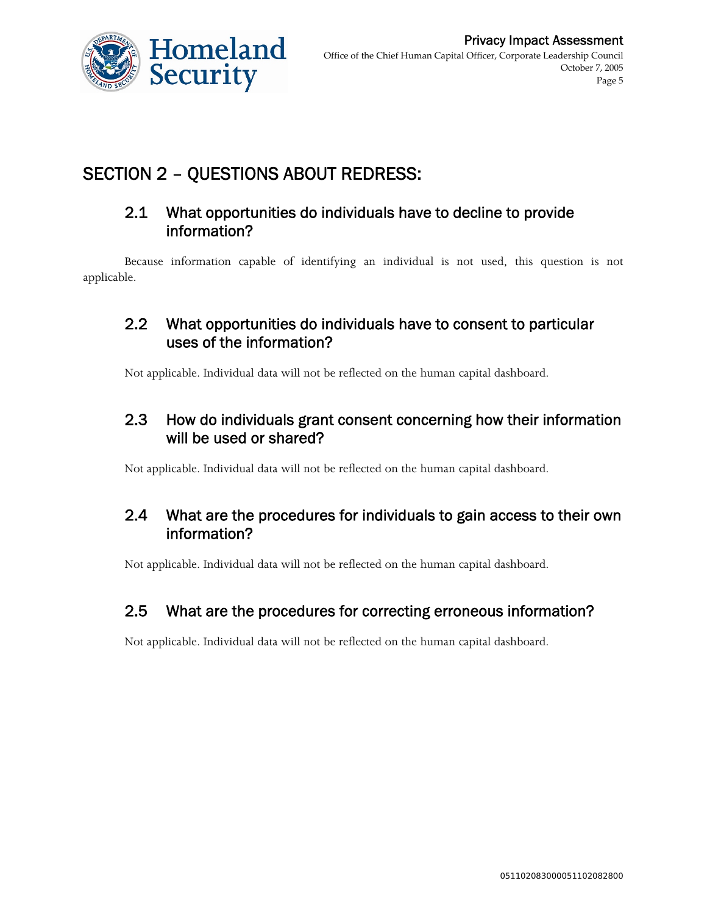## SECTION 2 – QUESTIONS ABOUT REDRESS:

### 2.1 What opportunities do individuals have to decline to provide information?

Because information capable of identifying an individual is not used, this question is not applicable.

### 2.2 What opportunities do individuals have to consent to particular uses of the information?

Not applicable. Individual data will not be reflected on the human capital dashboard.

### 2.3 How do individuals grant consent concerning how their information will be used or shared?

Not applicable. Individual data will not be reflected on the human capital dashboard.

### 2.4 What are the procedures for individuals to gain access to their own information?

Not applicable. Individual data will not be reflected on the human capital dashboard.

### 2.5 What are the procedures for correcting erroneous information?

Not applicable. Individual data will not be reflected on the human capital dashboard.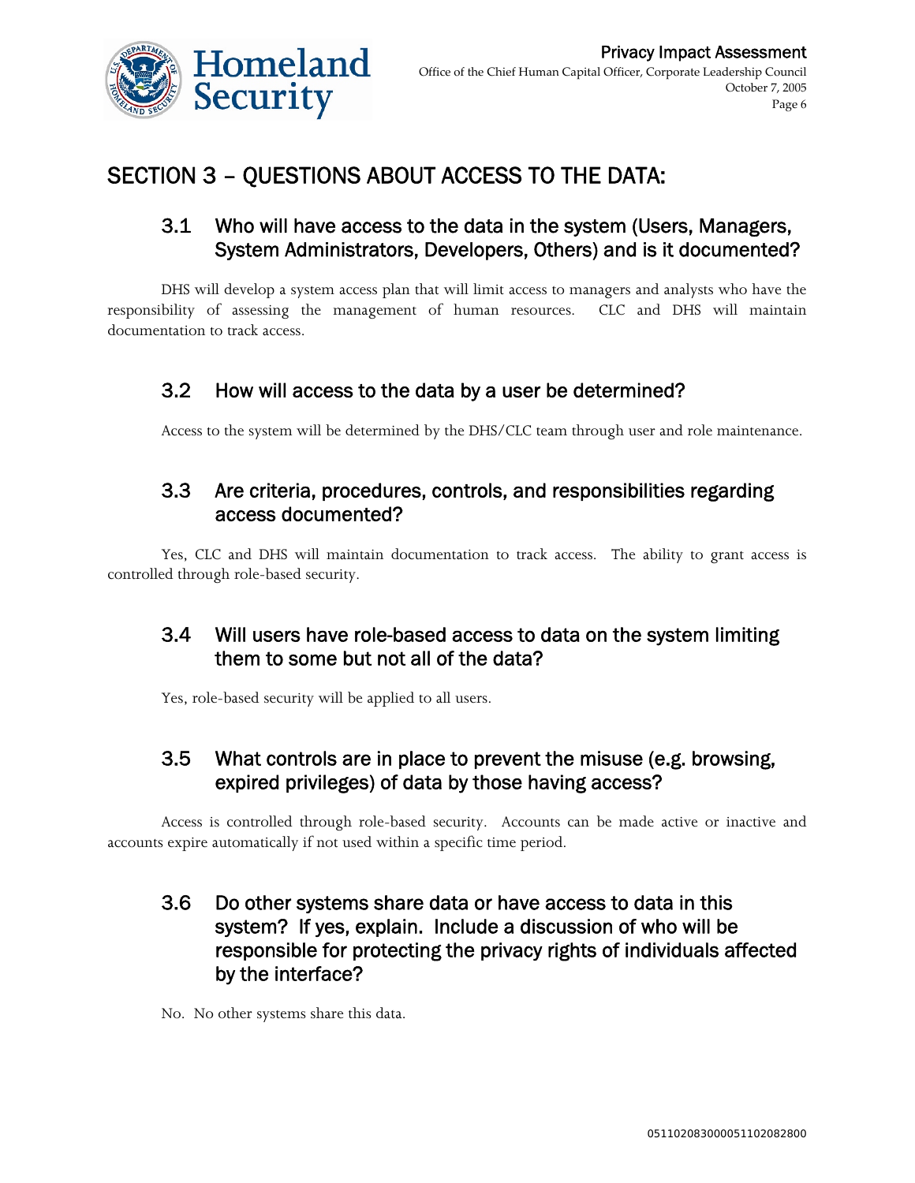## SECTION 3 – QUESTIONS ABOUT ACCESS TO THE DATA:

### 3.1 Who will have access to the data in the system (Users, Managers, System Administrators, Developers, Others) and is it documented?

DHS will develop a system access plan that will limit access to managers and analysts who have the responsibility of assessing the management of human resources. CLC and DHS will maintain documentation to track access.

### 3.2 How will access to the data by a user be determined?

Access to the system will be determined by the DHS/CLC team through user and role maintenance.

### 3.3 Are criteria, procedures, controls, and responsibilities regarding access documented?

Yes, CLC and DHS will maintain documentation to track access. The ability to grant access is controlled through role-based security.

### 3.4 Will users have role-based access to data on the system limiting them to some but not all of the data?

Yes, role-based security will be applied to all users.

### 3.5 What controls are in place to prevent the misuse (e.g. browsing, expired privileges) of data by those having access?

Access is controlled through role-based security. Accounts can be made active or inactive and accounts expire automatically if not used within a specific time period.

### 3.6 Do other systems share data or have access to data in this system? If yes, explain. Include a discussion of who will be responsible for protecting the privacy rights of individuals affected by the interface?

No. No other systems share this data.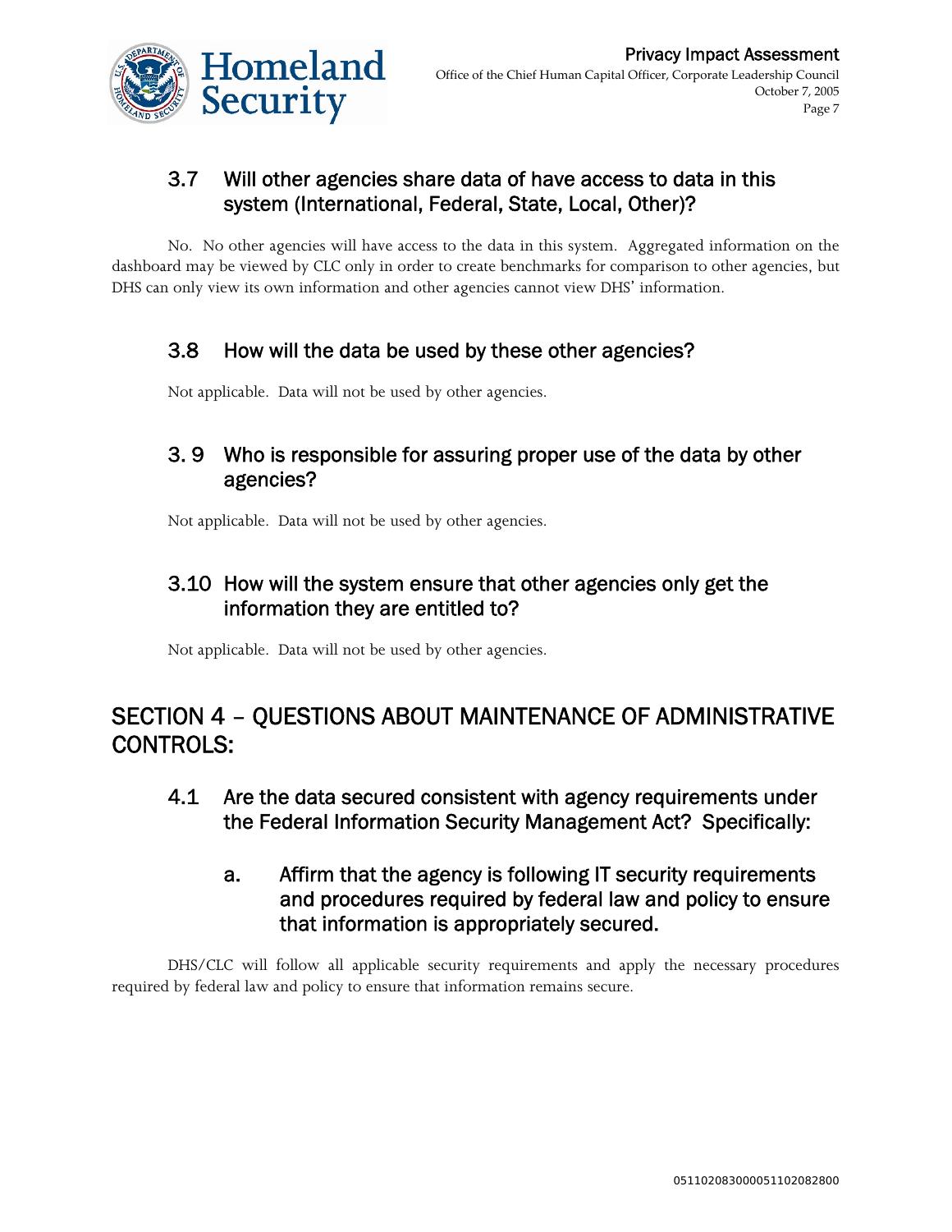### 3.7 Will other agencies share data of have access to data in this system (International, Federal, State, Local, Other)?

No. No other agencies will have access to the data in this system. Aggregated information on the dashboard may be viewed by CLC only in order to create benchmarks for comparison to other agencies, but DHS can only view its own information and other agencies cannot view DHS' information.

### 3.8 How will the data be used by these other agencies?

Not applicable. Data will not be used by other agencies.

### 3. 9 Who is responsible for assuring proper use of the data by other agencies?

Not applicable. Data will not be used by other agencies.

### 3.10 How will the system ensure that other agencies only get the information they are entitled to?

Not applicable. Data will not be used by other agencies.

## SECTION 4 – QUESTIONS ABOUT MAINTENANCE OF ADMINISTRATIVE CONTROLS:

### 4.1 Are the data secured consistent with agency requirements under the Federal Information Security Management Act? Specifically:

#### a. Affirm that the agency is following IT security requirements and procedures required by federal law and policy to ensure that information is appropriately secured.

DHS/CLC will follow all applicable security requirements and apply the necessary procedures required by federal law and policy to ensure that information remains secure.

05110208300005110208280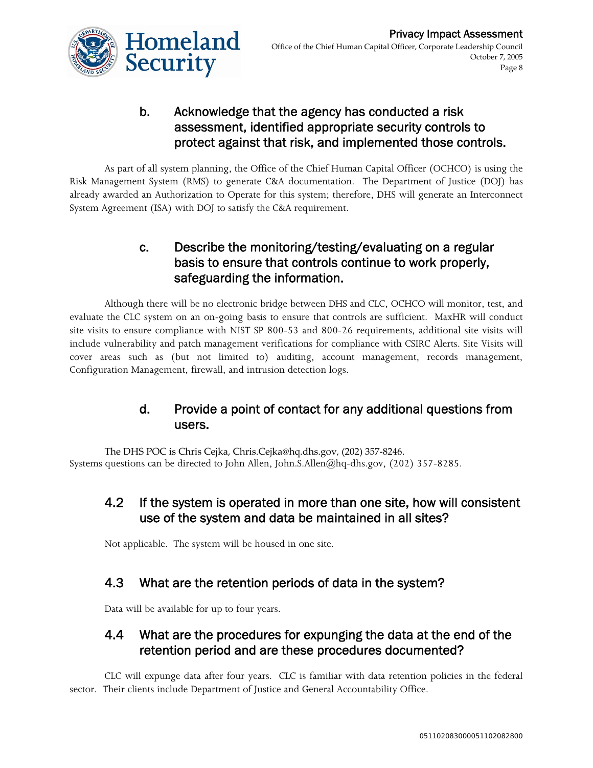### b. Acknowledge that the agency has conducted a risk assessment, identified appropriate security controls to protect against that risk, and implemented those controls.

As part of all system planning, the Office of the Chief Human Capital Officer (OCHCO) is using the Risk Management System (RMS) to generate C&A documentation. The Department of Justice (DOJ) has already awarded an Authorization to Operate for this system; therefore, DHS will generate an Interconnect System Agreement (ISA) with DOJ to satisfy the C&A requirement.

### c. Describe the monitoring/testing/evaluating on a regular basis to ensure that controls continue to work properly, safeguarding the information.

Although there will be no electronic bridge between DHS and CLC, OCHCO will monitor, test, and evaluate the CLC system on an on-going basis to ensure that controls are sufficient. MaxHR will conduct site visits to ensure compliance with NIST SP 800-53 and 800-26 requirements, additional site visits will include vulnerability and patch management verifications for compliance with CSIRC Alerts. Site Visits will cover areas such as (but not limited to) auditing, account management, records management, Configuration Management, firewall, and intrusion detection logs.

### d. Provide a point of contact for any additional questions from users.

The DHS POC is Chris Cejka, Chris.Cejka@hq.dhs.gov, (202) 357-8246.
Systems questions can be directed to John Allen, John.S.Allen@hq-dhs.gov, (202) 357-8285.

## 4.2 If the system is operated in more than one site, how will consistent use of the system and data be maintained in all sites?

Not applicable. The system will be housed in one site.

## 4.3 What are the retention periods of data in the system?

Data will be available for up to four years.

## 4.4 What are the procedures for expunging the data at the end of the retention period and are these procedures documented?

CLC will expunge data after four years. CLC is familiar with data retention policies in the federal sector. Their clients include Department of Justice and General Accountability Office.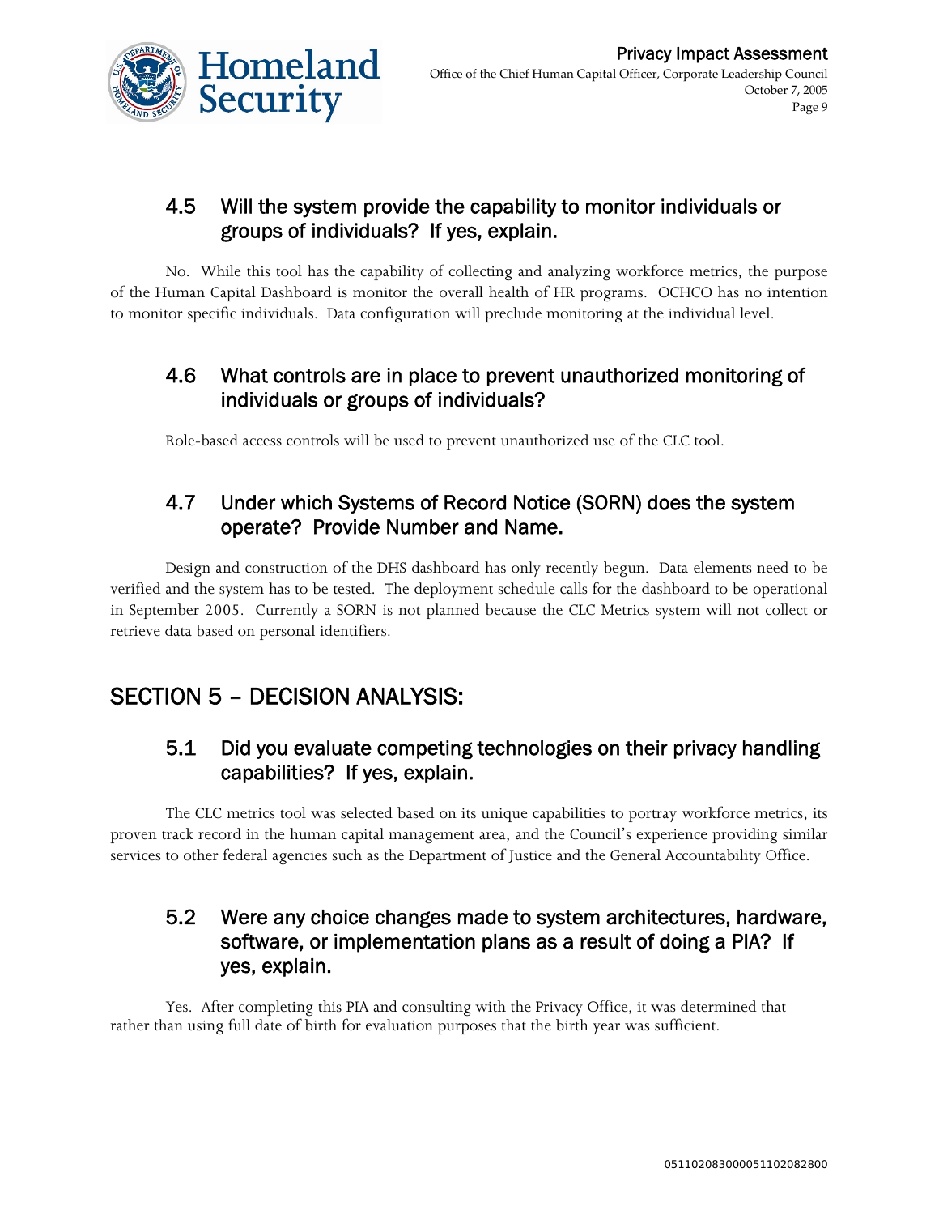### 4.5 Will the system provide the capability to monitor individuals or groups of individuals? If yes, explain.

No. While this tool has the capability of collecting and analyzing workforce metrics, the purpose of the Human Capital Dashboard is monitor the overall health of HR programs. OCHCO has no intention to monitor specific individuals. Data configuration will preclude monitoring at the individual level.

### 4.6 What controls are in place to prevent unauthorized monitoring of individuals or groups of individuals?

Role-based access controls will be used to prevent unauthorized use of the CLC tool.

### 4.7 Under which Systems of Record Notice (SORN) does the system operate? Provide Number and Name.

Design and construction of the DHS dashboard has only recently begun. Data elements need to be verified and the system has to be tested. The deployment schedule calls for the dashboard to be operational in September 2005. Currently a SORN is not planned because the CLC Metrics system will not collect or retrieve data based on personal identifiers.

## SECTION 5 – DECISION ANALYSIS:

### 5.1 Did you evaluate competing technologies on their privacy handling capabilities? If yes, explain.

The CLC metrics tool was selected based on its unique capabilities to portray workforce metrics, its proven track record in the human capital management area, and the Council's experience providing similar services to other federal agencies such as the Department of Justice and the General Accountability Office.

### 5.2 Were any choice changes made to system architectures, hardware, software, or implementation plans as a result of doing a PIA? If yes, explain.

Yes. After completing this PIA and consulting with the Privacy Office, it was determined that rather than using full date of birth for evaluation purposes that the birth year was sufficient.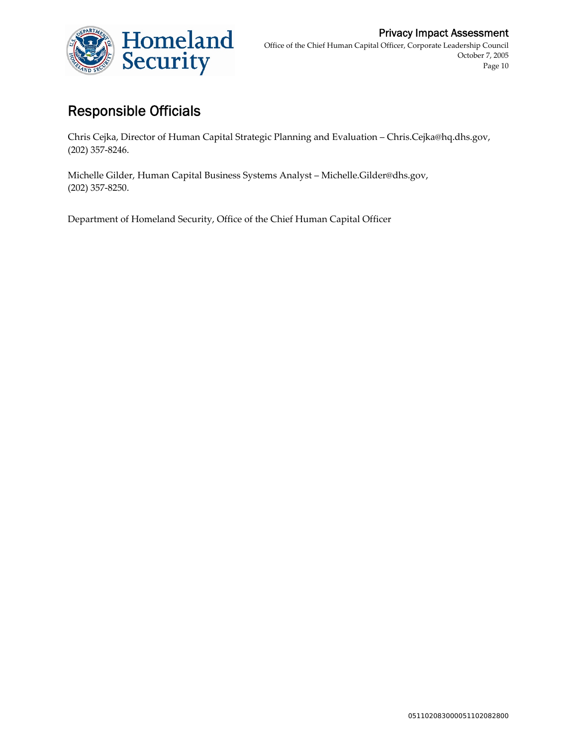## Responsible Officials

Chris Cejka, Director of Human Capital Strategic Planning and Evaluation – Chris.Cejka@hq.dhs.gov, (202) 357-8246.

Michelle Gilder, Human Capital Business Systems Analyst – Michelle.Gilder@dhs.gov, (202) 357-8250.

Department of Homeland Security, Office of the Chief Human Capital Officer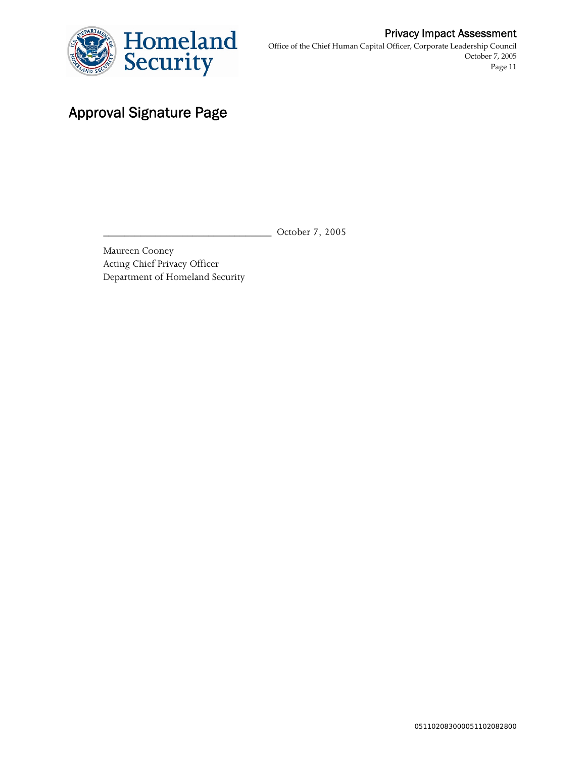# Approval Signature Page

________________________________ October 7, 2005

Maureen Cooney
Acting Chief Privacy Officer
Department of Homeland Security